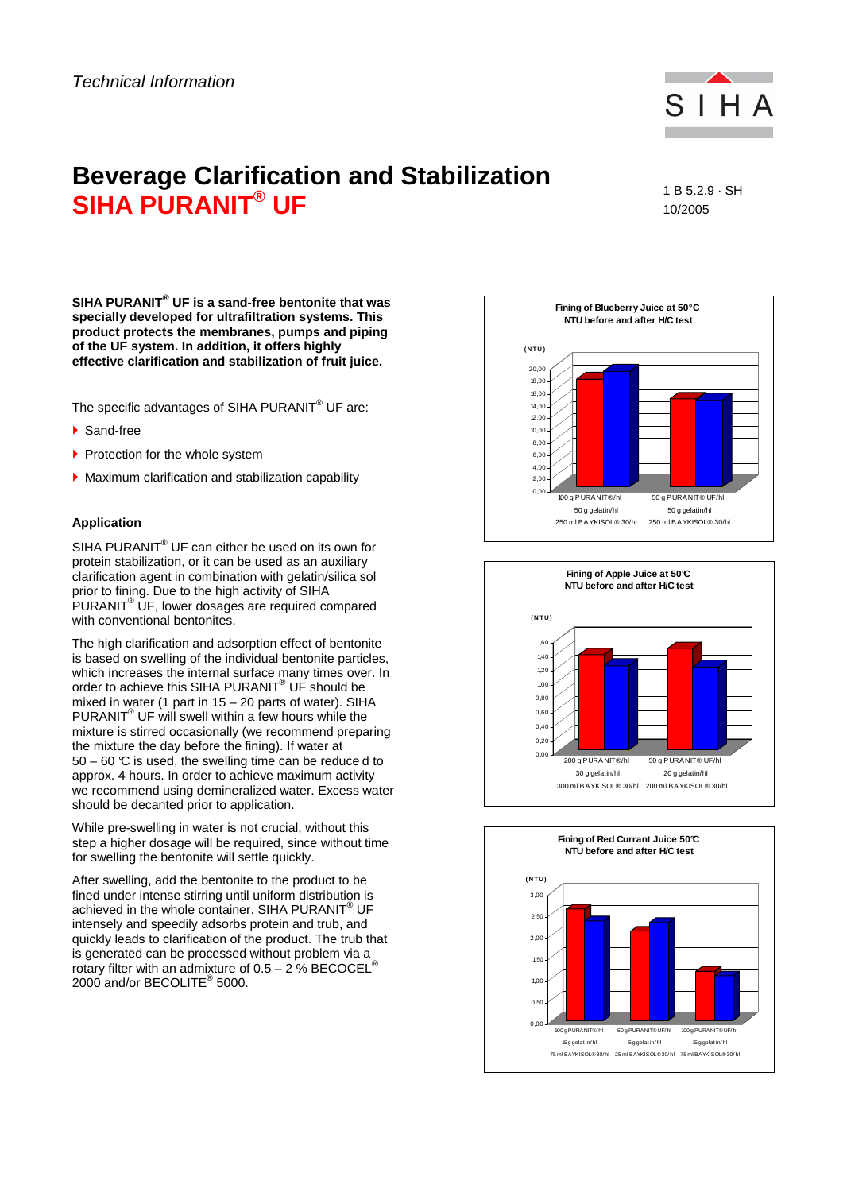*Technical Information*

# Beverage Clarification and Stabilization
## SIHA PURANIT® UF

1 B 5.2.9 · SH
10/2005

**SIHA PURANIT® UF is a sand-free bentonite that was specially developed for ultrafiltration systems. This product protects the membranes, pumps and piping of the UF system. In addition, it offers highly effective clarification and stabilization of fruit juice.**

The specific advantages of SIHA PURANIT® UF are:

- Sand-free
- Protection for the whole system
- Maximum clarification and stabilization capability

### Application

SIHA PURANIT® UF can either be used on its own for protein stabilization, or it can be used as an auxiliary clarification agent in combination with gelatin/silica sol prior to fining. Due to the high activity of SIHA PURANIT® UF, lower dosages are required compared with conventional bentonites.

The high clarification and adsorption effect of bentonite is based on swelling of the individual bentonite particles, which increases the internal surface many times over. In order to achieve this SIHA PURANIT® UF should be mixed in water (1 part in 15 – 20 parts of water). SIHA PURANIT® UF will swell within a few hours while the mixture is stirred occasionally (we recommend preparing the mixture the day before the fining). If water at 50 – 60 °C is used, the swelling time can be reduced to approx. 4 hours. In order to achieve maximum activity we recommend using demineralized water. Excess water should be decanted prior to application.

While pre-swelling in water is not crucial, without this step a higher dosage will be required, since without time for swelling the bentonite will settle quickly.

After swelling, add the bentonite to the product to be fined under intense stirring until uniform distribution is achieved in the whole container. SIHA PURANIT® UF intensely and speedily adsorbs protein and trub, and quickly leads to clarification of the product. The trub that is generated can be processed without problem via a rotary filter with an admixture of 0.5 – 2 % BECOCEL® 2000 and/or BECOLITE® 5000.

**Fining of Blueberry Juice at 50°C**
**NTU before and after H/C test**

(NTU)

| | 100 g PURANIT®/hl, 50 g gelatin/hl, 250 ml BAYKISOL® 30/hl | 50 g PURANIT® UF/hl, 50 g gelatin/hl, 250 ml BAYKISOL® 30/hl |
|---|---|---|

**Fining of Apple Juice at 50°C**
**NTU before and after H/C test**

(NTU)

| | 200 g PURANIT®/hl, 30 g gelatin/hl, 300 ml BAYKISOL® 30/hl | 50 g PURANIT® UF/hl, 20 g gelatin/hl, 200 ml BAYKISOL® 30/hl |
|---|---|---|

**Fining of Red Currant Juice 50°C**
**NTU before and after H/C test**

(NTU)

| | 100 g PURANIT®/hl, 15 g gelatin/hl, 75 ml BAYKISOL® 30/hl | 50 g PURANIT® UF/hl, 5 g gelatin/hl, 25 ml BAYKISOL® 30/hl | 100 g PURANIT® UF/hl, 15 g gelatin/hl, 75 ml BAYKISOL® 30/hl |
|---|---|---|---|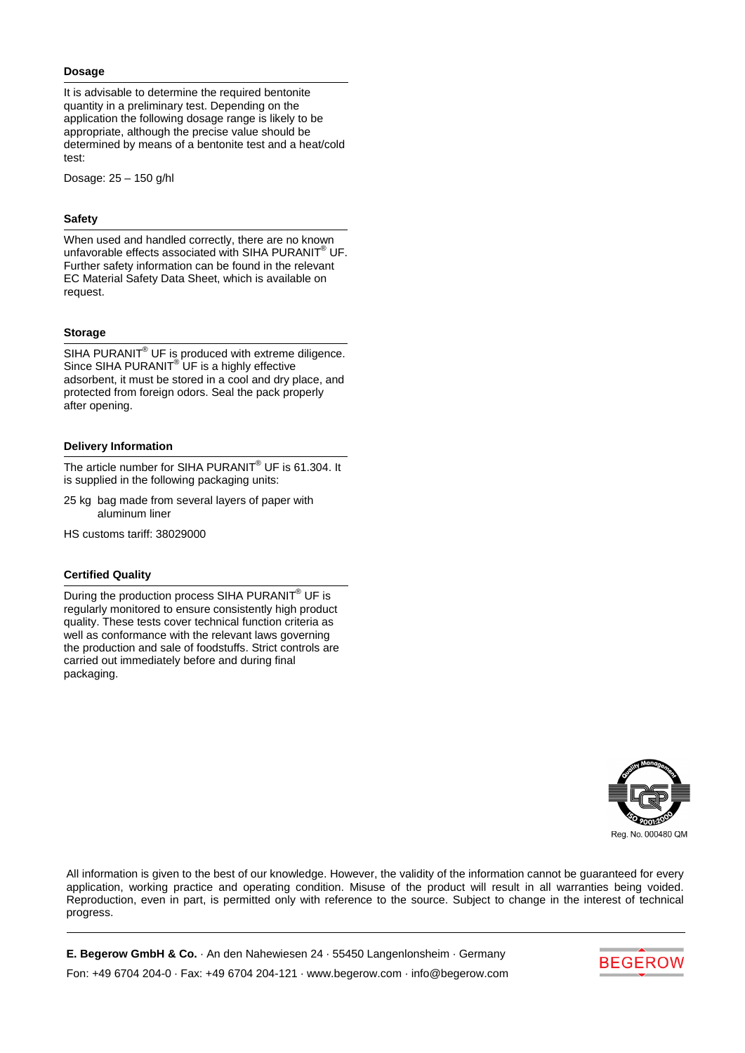## Dosage

It is advisable to determine the required bentonite quantity in a preliminary test. Depending on the application the following dosage range is likely to be appropriate, although the precise value should be determined by means of a bentonite test and a heat/cold test:

Dosage: 25 – 150 g/hl

## Safety

When used and handled correctly, there are no known unfavorable effects associated with SIHA PURANIT® UF. Further safety information can be found in the relevant EC Material Safety Data Sheet, which is available on request.

## Storage

SIHA PURANIT® UF is produced with extreme diligence. Since SIHA PURANIT® UF is a highly effective adsorbent, it must be stored in a cool and dry place, and protected from foreign odors. Seal the pack properly after opening.

## Delivery Information

The article number for SIHA PURANIT® UF is 61.304. It is supplied in the following packaging units:

25 kg bag made from several layers of paper with aluminum liner

HS customs tariff: 38029000

## Certified Quality

During the production process SIHA PURANIT® UF is regularly monitored to ensure consistently high product quality. These tests cover technical function criteria as well as conformance with the relevant laws governing the production and sale of foodstuffs. Strict controls are carried out immediately before and during final packaging.

Quality Management DQS ISO 9001:2000

Reg. No. 000480 QM

All information is given to the best of our knowledge. However, the validity of the information cannot be guaranteed for every application, working practice and operating condition. Misuse of the product will result in all warranties being voided. Reproduction, even in part, is permitted only with reference to the source. Subject to change in the interest of technical progress.

**E. Begerow GmbH & Co.** · An den Nahewiesen 24 · 55450 Langenlonsheim · Germany

Fon: +49 6704 204-0 · Fax: +49 6704 204-121 · www.begerow.com · info@begerow.com

BEGEROW